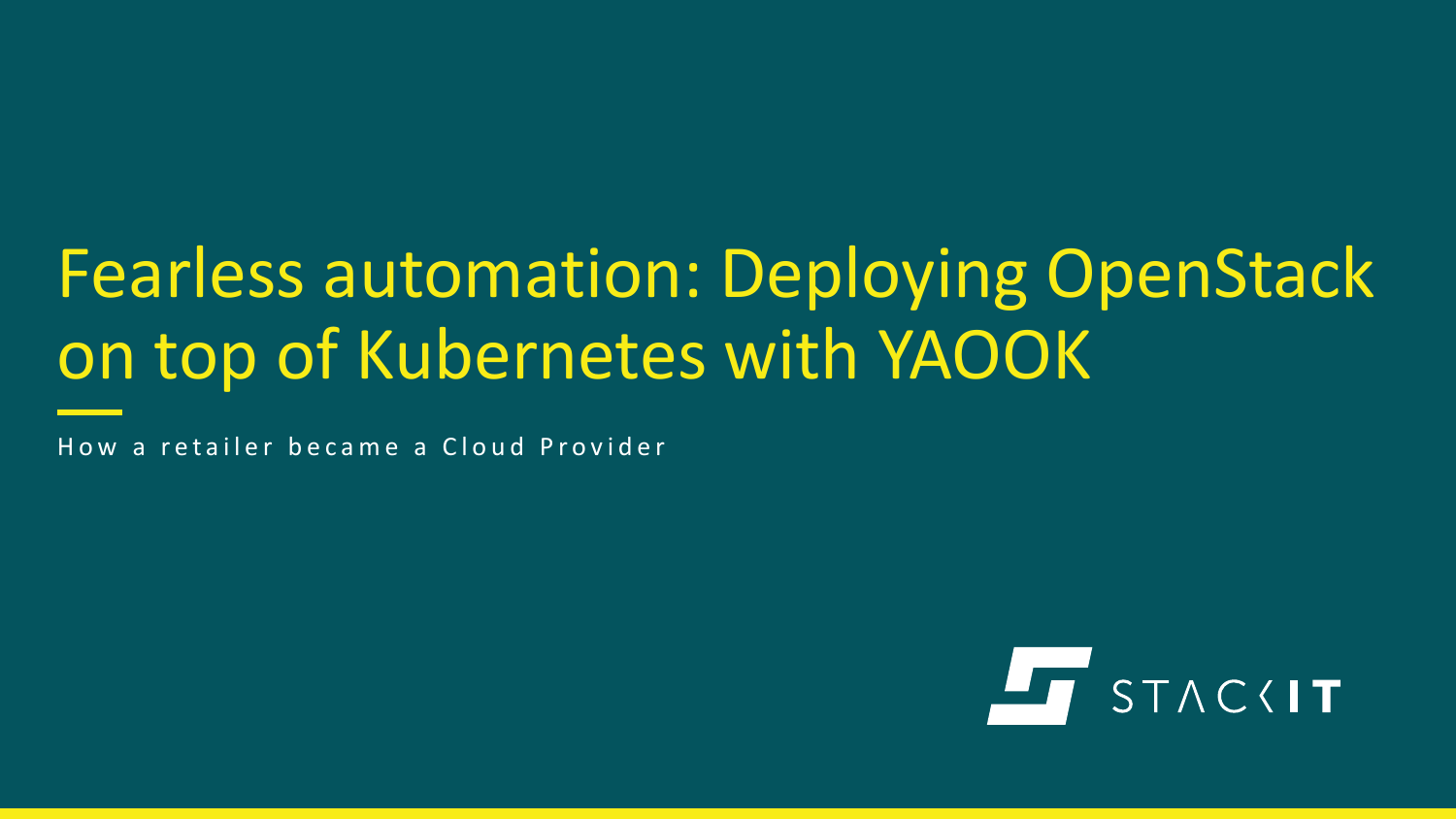# Fearless automation: Deploying OpenStack on top of Kubernetes with YAOOK

How a retailer became a Cloud Provider

STACKIT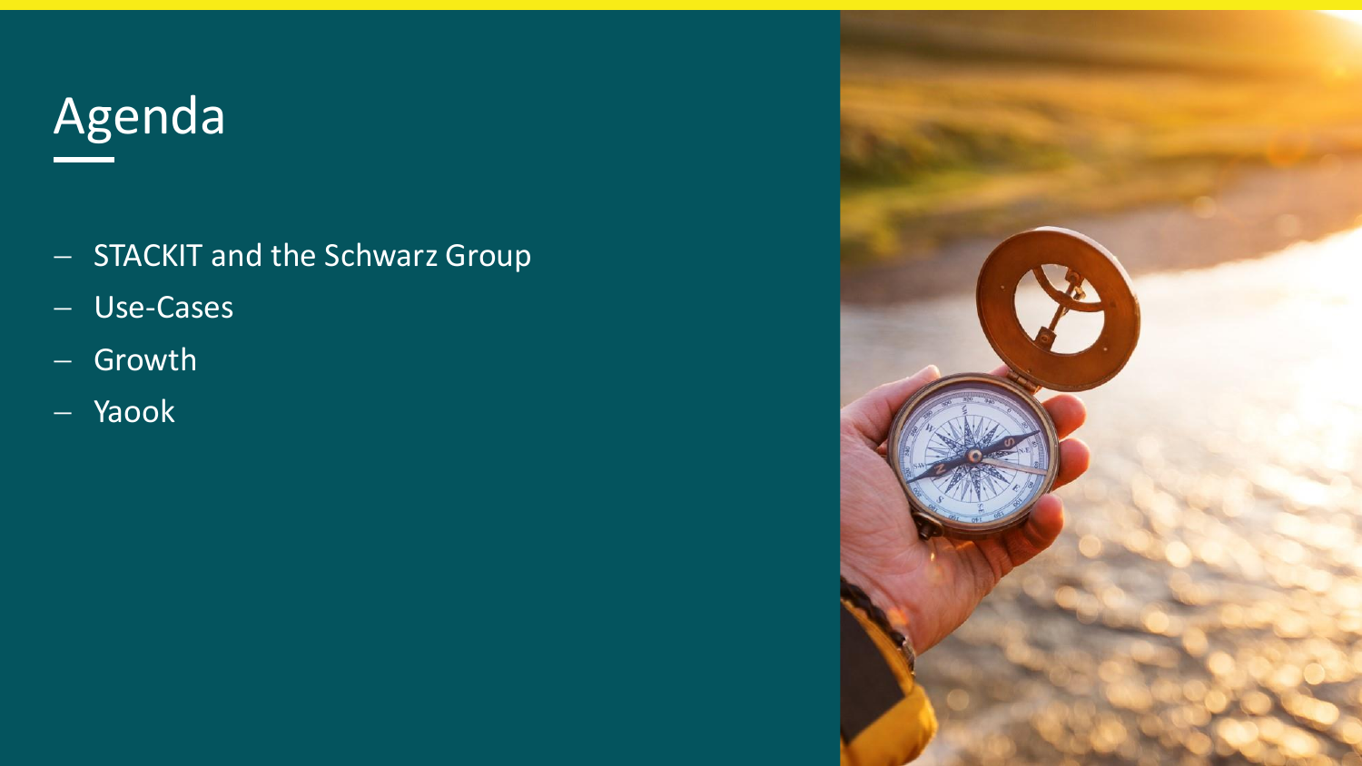# Agenda

- STACKIT and the Schwarz Group
- Use-Cases
- Growth
- Yaook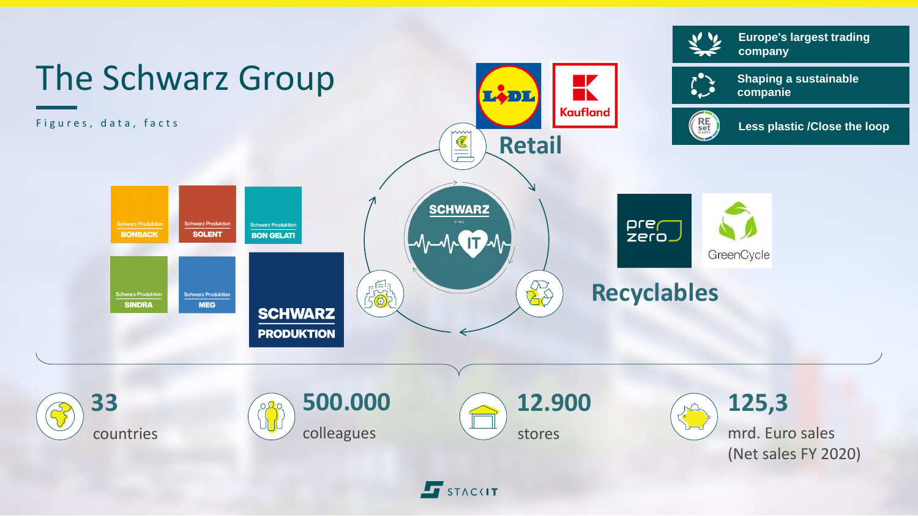# The Schwarz Group

Figures, data, facts

- Europe's largest trading company
- Shaping a sustainable companie
- Less plastic /Close the loop

**Retail**

LIDL | Kaufland

Schwarz Produktion BONBACK | Schwarz Produktion SOLENT | Schwarz Produktion BON GELATI | Schwarz Produktion SINDRA | Schwarz Produktion MEG

SCHWARZ PRODUKTION

SCHWARZ IT KG

**Recyclables**

prezero | GreenCycle

**33** countries

**500.000** colleagues

**12.900** stores

**125,3** mrd. Euro sales (Net sales FY 2020)

STACKIT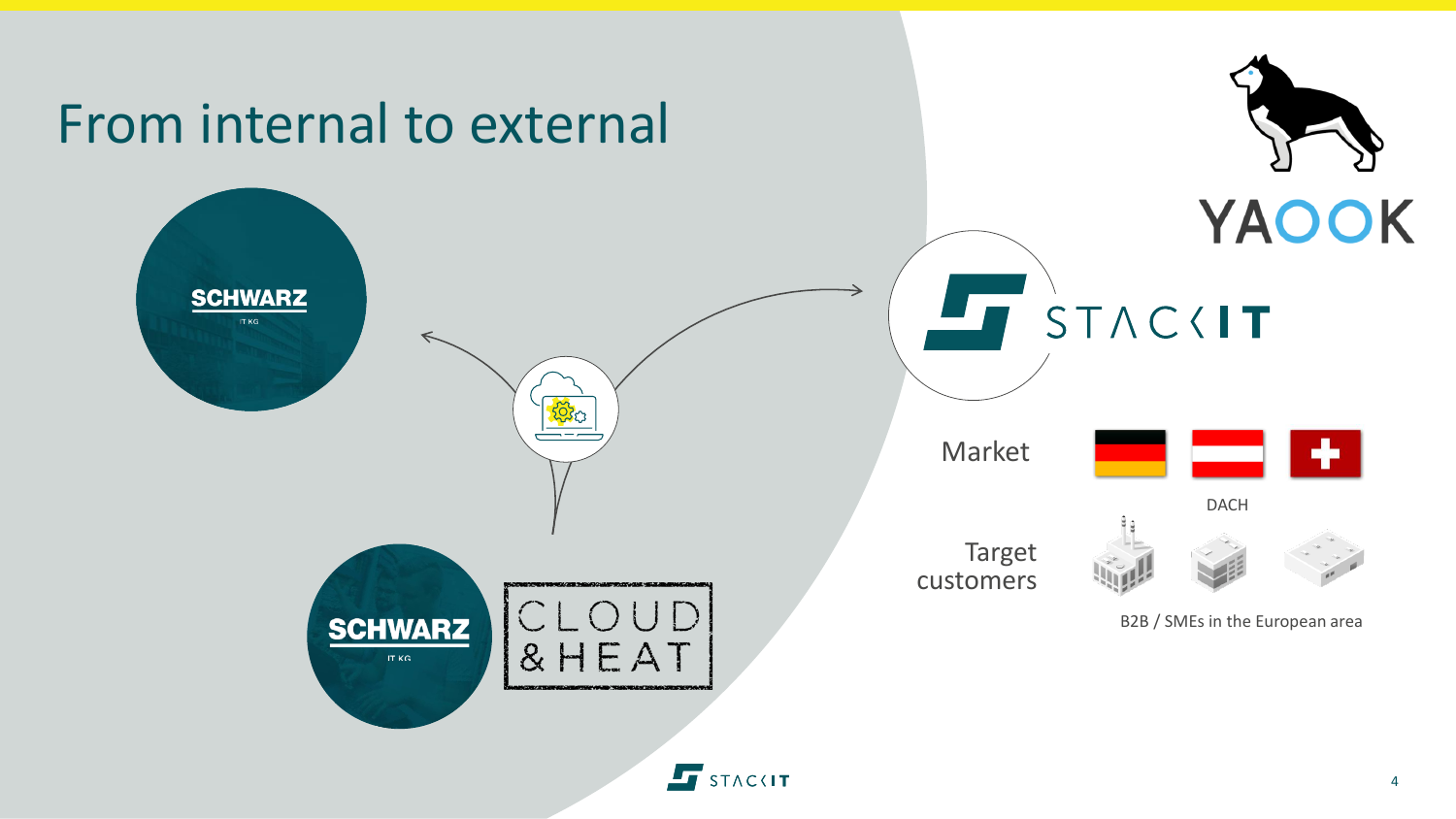# From internal to external

SCHWARZ IT KG

SCHWARZ IT KG

CLOUD & HEAT

YAOOK

STACKIT

Market

DACH

Target customers

B2B / SMEs in the European area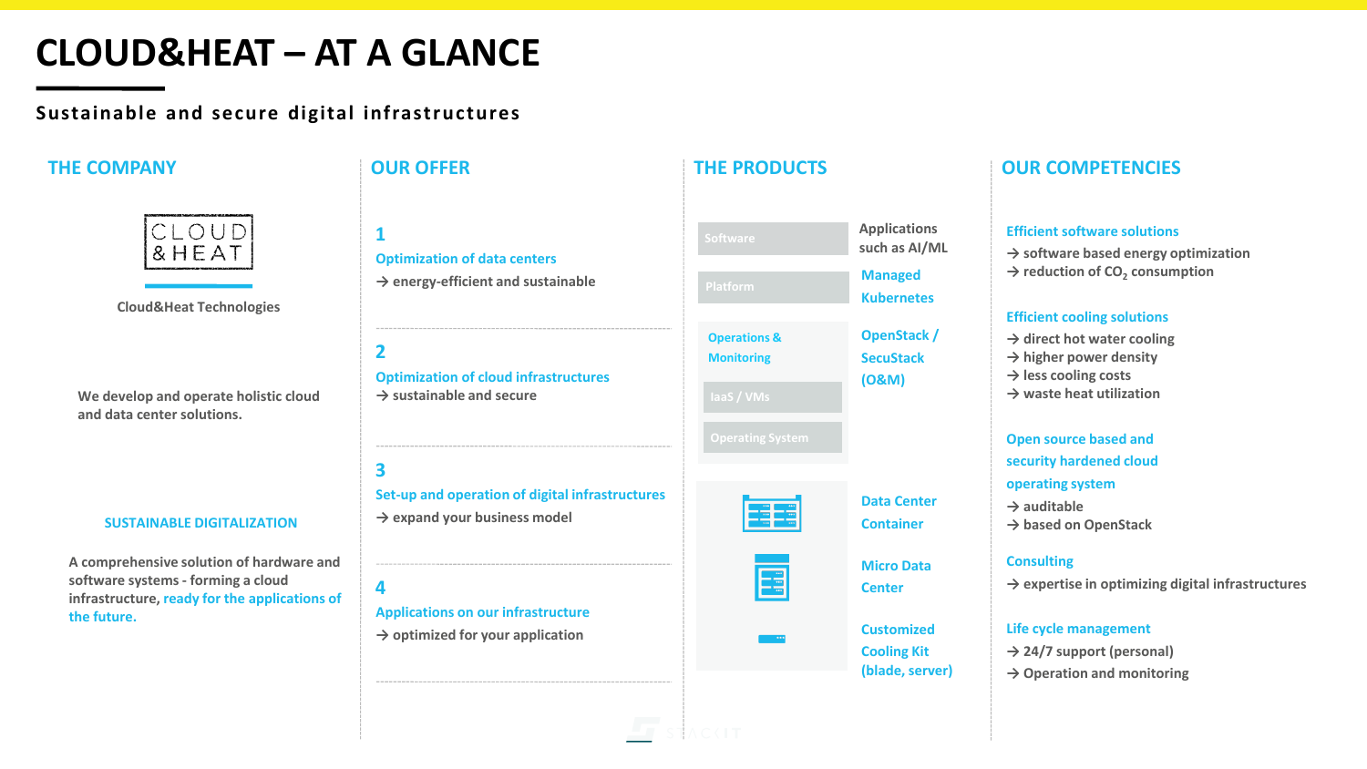# CLOUD&HEAT – AT A GLANCE

**Sustainable and secure digital infrastructures**

## THE COMPANY

CLOUD & HEAT

Cloud&Heat Technologies

We develop and operate holistic cloud and data center solutions.

### SUSTAINABLE DIGITALIZATION

A comprehensive solution of hardware and software systems - forming a cloud infrastructure, ready for the applications of the future.

## OUR OFFER

**1**
**Optimization of data centers**
→ energy-efficient and sustainable

**2**
**Optimization of cloud infrastructures**
→ sustainable and secure

**3**
**Set-up and operation of digital infrastructures**
→ expand your business model

**4**
**Applications on our infrastructure**
→ optimized for your application

## THE PRODUCTS

| Layer | Product |
|---|---|
| Software | Applications such as AI/ML |
| Platform | Managed Kubernetes |
| Operations & Monitoring / IaaS / VMs / Operating System | OpenStack / SecuStack (O&M) |
| | Data Center Container |
| | Micro Data Center |
| | Customized Cooling Kit (blade, server) |

## OUR COMPETENCIES

**Efficient software solutions**
→ software based energy optimization
→ reduction of $CO_2$ consumption

**Efficient cooling solutions**
→ direct hot water cooling
→ higher power density
→ less cooling costs
→ waste heat utilization

**Open source based and security hardened cloud operating system**
→ auditable
→ based on OpenStack

**Consulting**
→ expertise in optimizing digital infrastructures

**Life cycle management**
→ 24/7 support (personal)
→ Operation and monitoring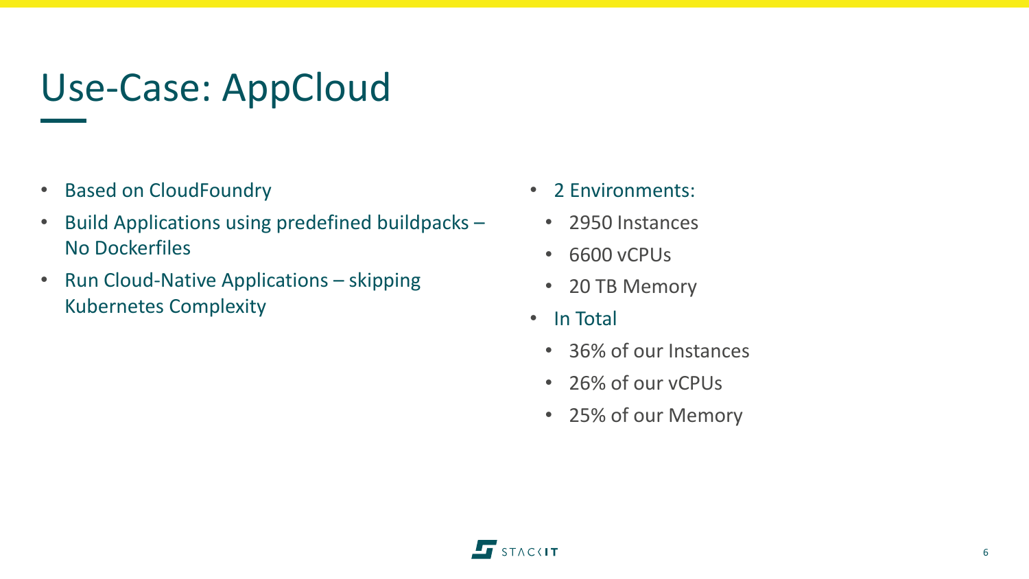# Use-Case: AppCloud

- Based on CloudFoundry
- Build Applications using predefined buildpacks – No Dockerfiles
- Run Cloud-Native Applications – skipping Kubernetes Complexity

- 2 Environments:
  - 2950 Instances
  - 6600 vCPUs
  - 20 TB Memory
- In Total
  - 36% of our Instances
  - 26% of our vCPUs
  - 25% of our Memory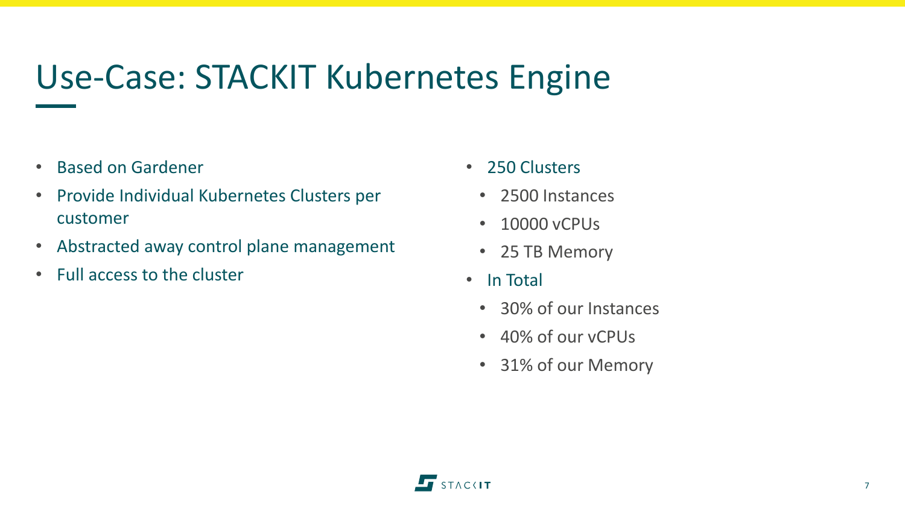# Use-Case: STACKIT Kubernetes Engine

- Based on Gardener
- Provide Individual Kubernetes Clusters per customer
- Abstracted away control plane management
- Full access to the cluster

- 250 Clusters
  - 2500 Instances
  - 10000 vCPUs
  - 25 TB Memory
- In Total
  - 30% of our Instances
  - 40% of our vCPUs
  - 31% of our Memory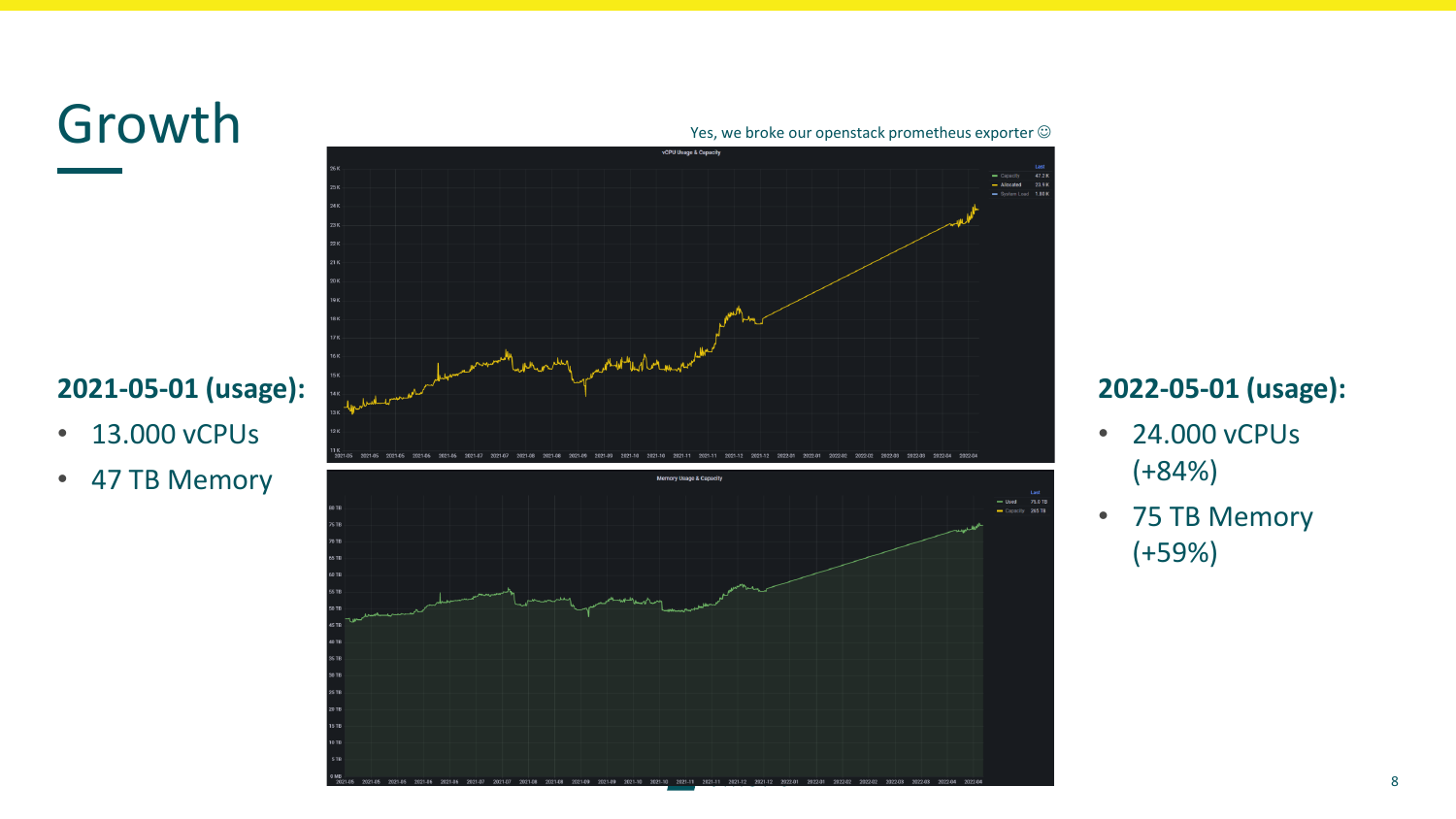# Growth

Yes, we broke our openstack prometheus exporter ☺

**2021-05-01 (usage):**

- 13.000 vCPUs
- 47 TB Memory

**2022-05-01 (usage):**

- 24.000 vCPUs (+84%)
- 75 TB Memory (+59%)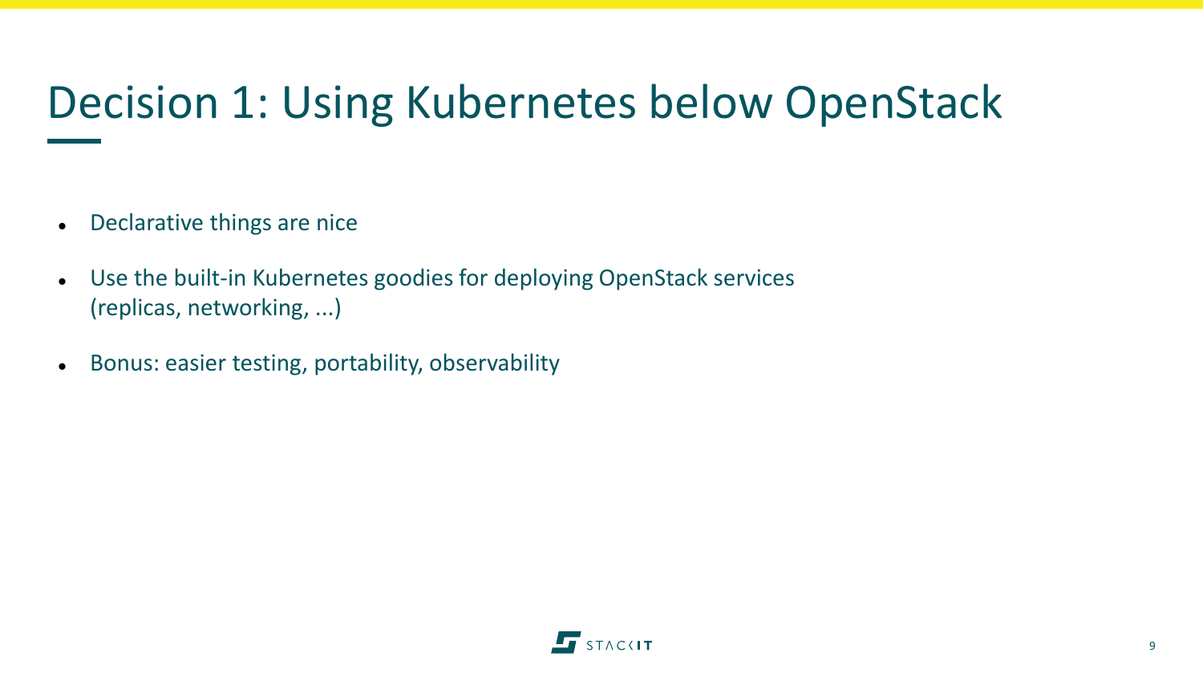# Decision 1: Using Kubernetes below OpenStack

- Declarative things are nice
- Use the built-in Kubernetes goodies for deploying OpenStack services (replicas, networking, ...)
- Bonus: easier testing, portability, observability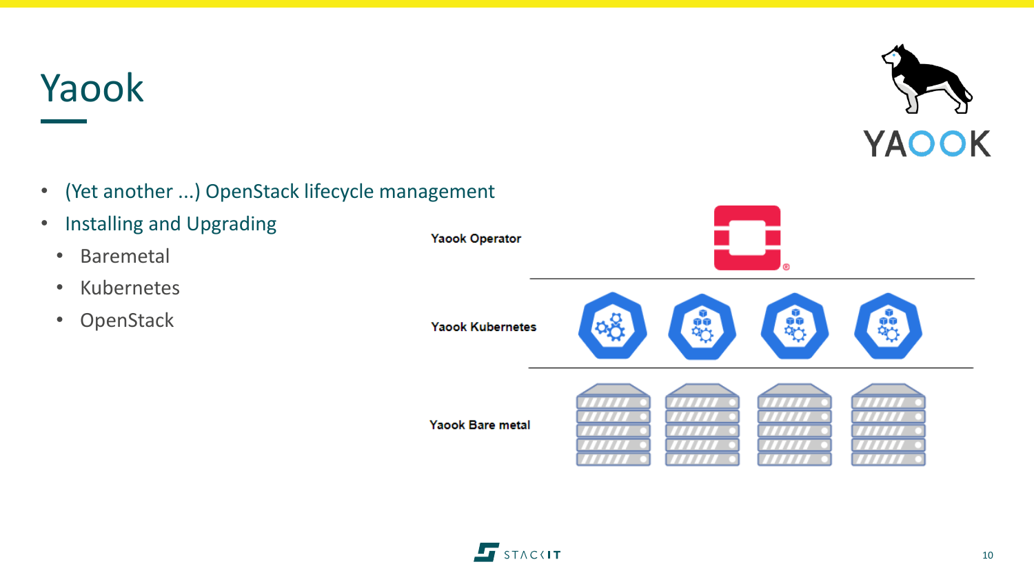# Yaook

- (Yet another ...) OpenStack lifecycle management
- Installing and Upgrading
  - Baremetal
  - Kubernetes
  - OpenStack

Yaook Operator

Yaook Kubernetes

Yaook Bare metal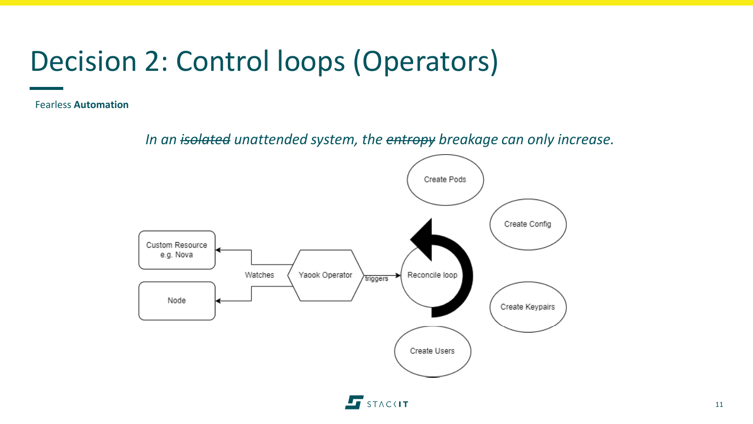# Decision 2: Control loops (Operators)

Fearless **Automation**

*In an ~~isolated~~ unattended system, the ~~entropy~~ breakage can only increase.*

Custom Resource e.g. Nova

Node

Watches

Yaook Operator

triggers

Reconcile loop

Create Pods

Create Config

Create Keypairs

Create Users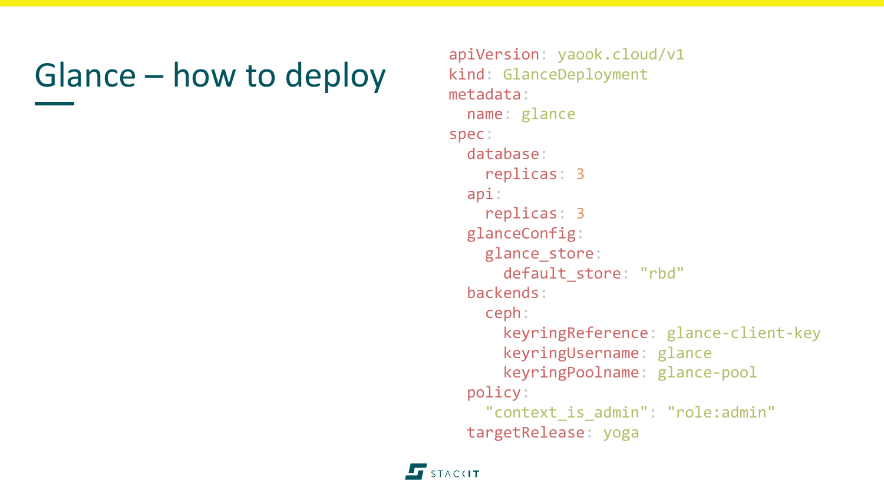# Glance – how to deploy

```yaml
apiVersion: yaook.cloud/v1
kind: GlanceDeployment
metadata:
  name: glance
spec:
  database:
    replicas: 3
  api:
    replicas: 3
  glanceConfig:
    glance_store:
      default_store: "rbd"
  backends:
    ceph:
      keyringReference: glance-client-key
      keyringUsername: glance
      keyringPoolname: glance-pool
  policy:
    "context_is_admin": "role:admin"
  targetRelease: yoga
```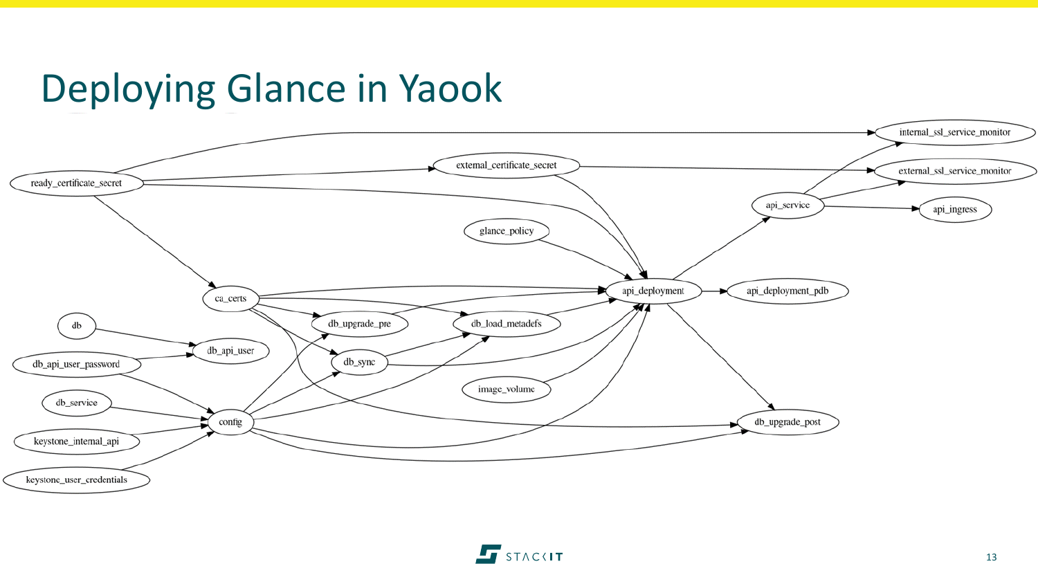# Deploying Glance in Yaook

ready_certificate_secret

external_certificate_secret

internal_ssl_service_monitor

external_ssl_service_monitor

api_service

api_ingress

glance_policy

ca_certs

api_deployment

api_deployment_pdb

db

db_upgrade_pre

db_load_metadefs

db_api_user

db_api_user_password

db_sync

db_service

image_volume

config

db_upgrade_post

keystone_internal_api

keystone_user_credentials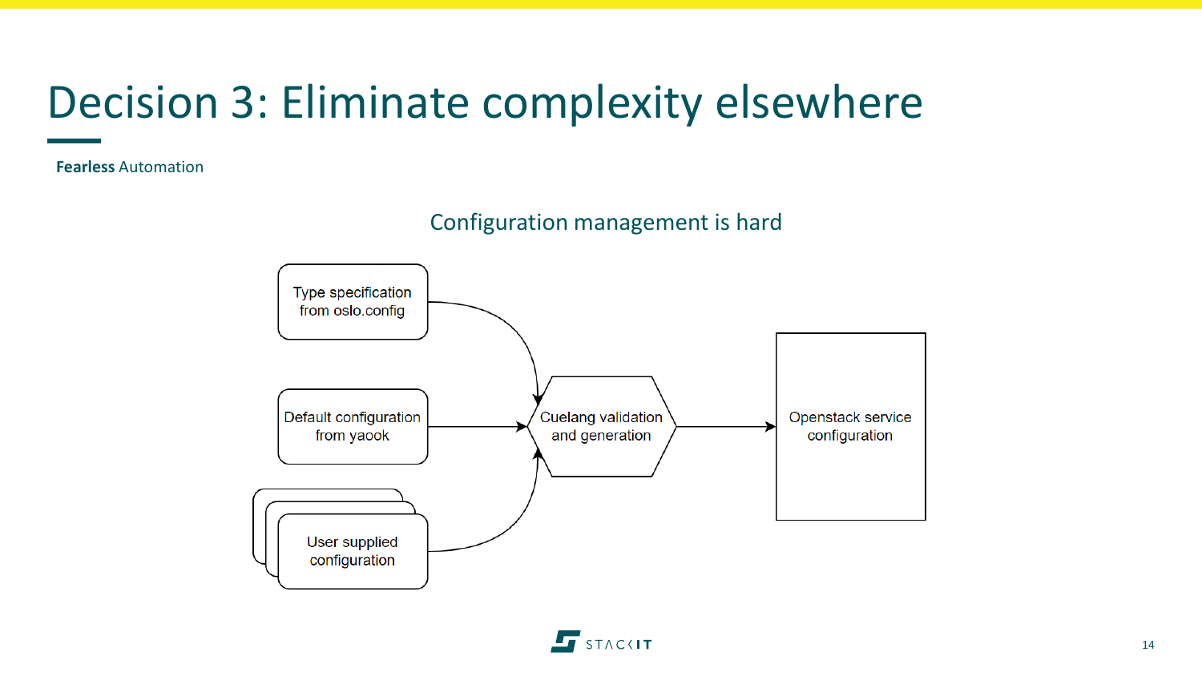# Decision 3: Eliminate complexity elsewhere

**Fearless** Automation

## Configuration management is hard

Type specification from oslo.config

Default configuration from yaook

User supplied configuration

Cuelang validation and generation

Openstack service configuration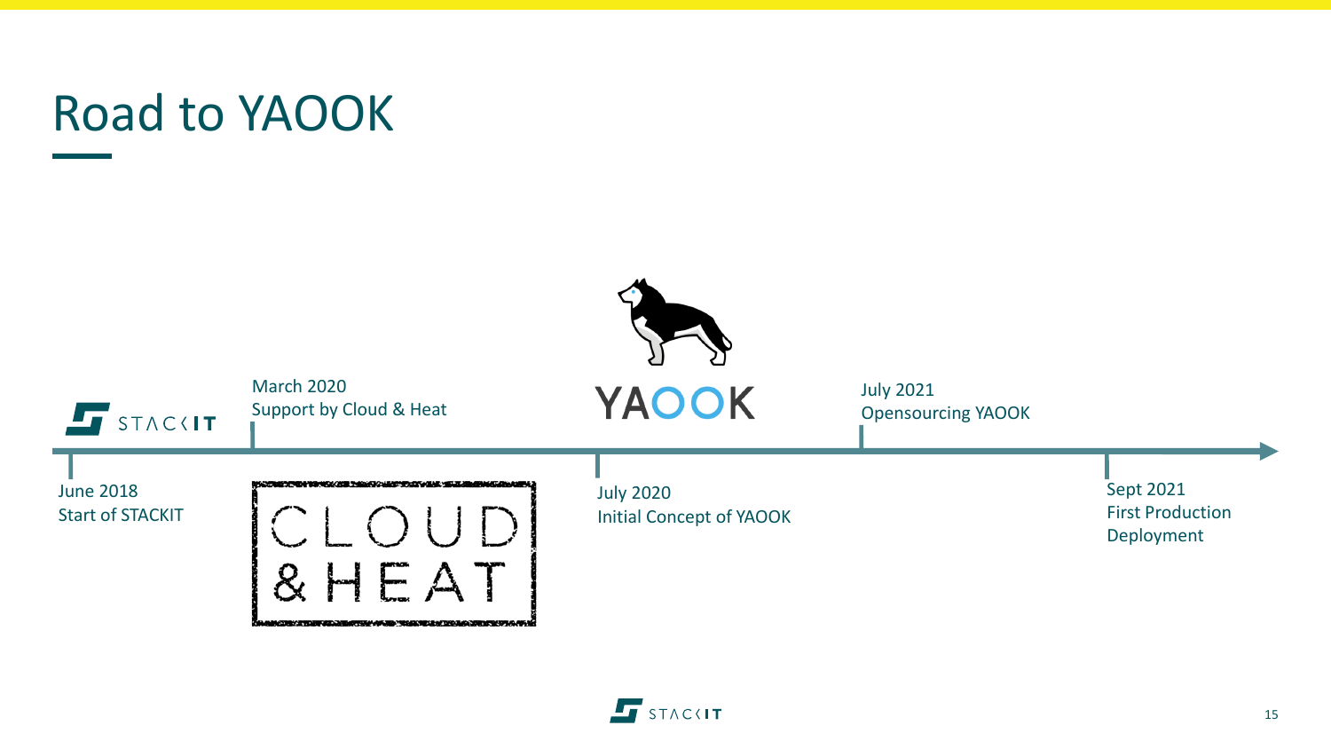# Road to YAOOK

- June 2018
  Start of STACKIT
- March 2020
  Support by Cloud & Heat
- July 2020
  Initial Concept of YAOOK
- July 2021
  Opensourcing YAOOK
- Sept 2021
  First Production Deployment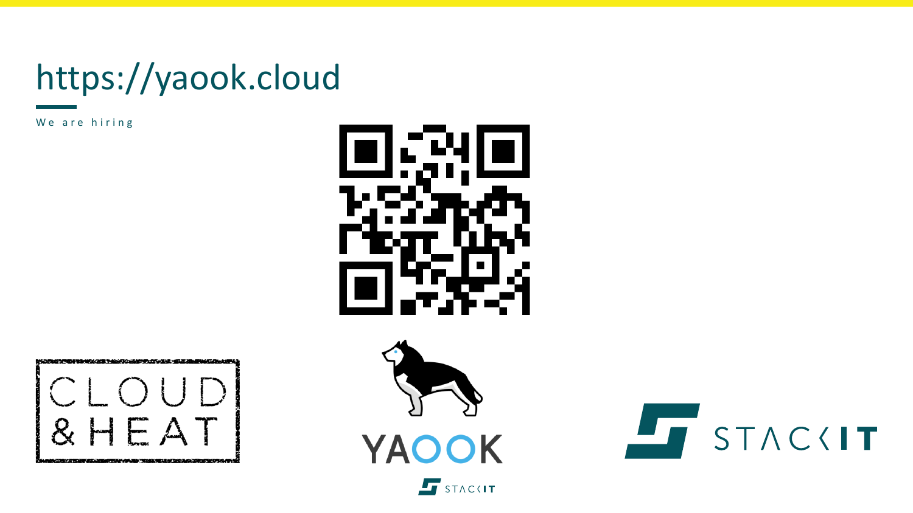# https://yaook.cloud

We are hiring